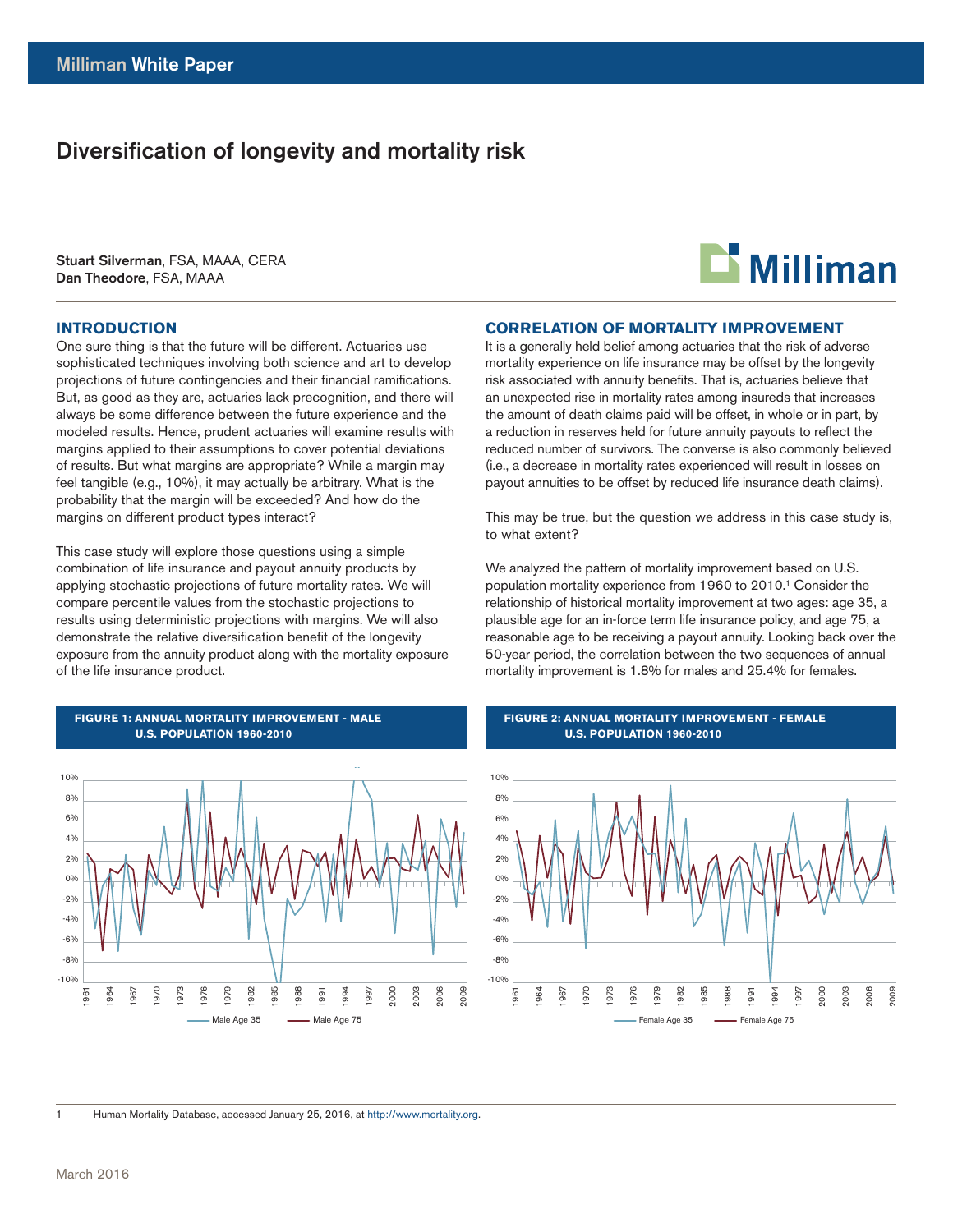Milliman White Paper

# Diversification of longevity and mortality risk

**Stuart Silverman**, FSA, MAAA, CERA
**Dan Theodore**, FSA, MAAA

## INTRODUCTION

One sure thing is that the future will be different. Actuaries use sophisticated techniques involving both science and art to develop projections of future contingencies and their financial ramifications. But, as good as they are, actuaries lack precognition, and there will always be some difference between the future experience and the modeled results. Hence, prudent actuaries will examine results with margins applied to their assumptions to cover potential deviations of results. But what margins are appropriate? While a margin may feel tangible (e.g., 10%), it may actually be arbitrary. What is the probability that the margin will be exceeded? And how do the margins on different product types interact?

This case study will explore those questions using a simple combination of life insurance and payout annuity products by applying stochastic projections of future mortality rates. We will compare percentile values from the stochastic projections to results using deterministic projections with margins. We will also demonstrate the relative diversification benefit of the longevity exposure from the annuity product along with the mortality exposure of the life insurance product.

## CORRELATION OF MORTALITY IMPROVEMENT

It is a generally held belief among actuaries that the risk of adverse mortality experience on life insurance may be offset by the longevity risk associated with annuity benefits. That is, actuaries believe that an unexpected rise in mortality rates among insureds that increases the amount of death claims paid will be offset, in whole or in part, by a reduction in reserves held for future annuity payouts to reflect the reduced number of survivors. The converse is also commonly believed (i.e., a decrease in mortality rates experienced will result in losses on payout annuities to be offset by reduced life insurance death claims).

This may be true, but the question we address in this case study is, to what extent?

We analyzed the pattern of mortality improvement based on U.S. population mortality experience from 1960 to 2010.[1] Consider the relationship of historical mortality improvement at two ages: age 35, a plausible age for an in-force term life insurance policy, and age 75, a reasonable age to be receiving a payout annuity. Looking back over the 50-year period, the correlation between the two sequences of annual mortality improvement is 1.8% for males and 25.4% for females.

**FIGURE 1: ANNUAL MORTALITY IMPROVEMENT - MALE U.S. POPULATION 1960-2010**

**FIGURE 2: ANNUAL MORTALITY IMPROVEMENT - FEMALE U.S. POPULATION 1960-2010**

[1] Human Mortality Database, accessed January 25, 2016, at http://www.mortality.org.

March 2016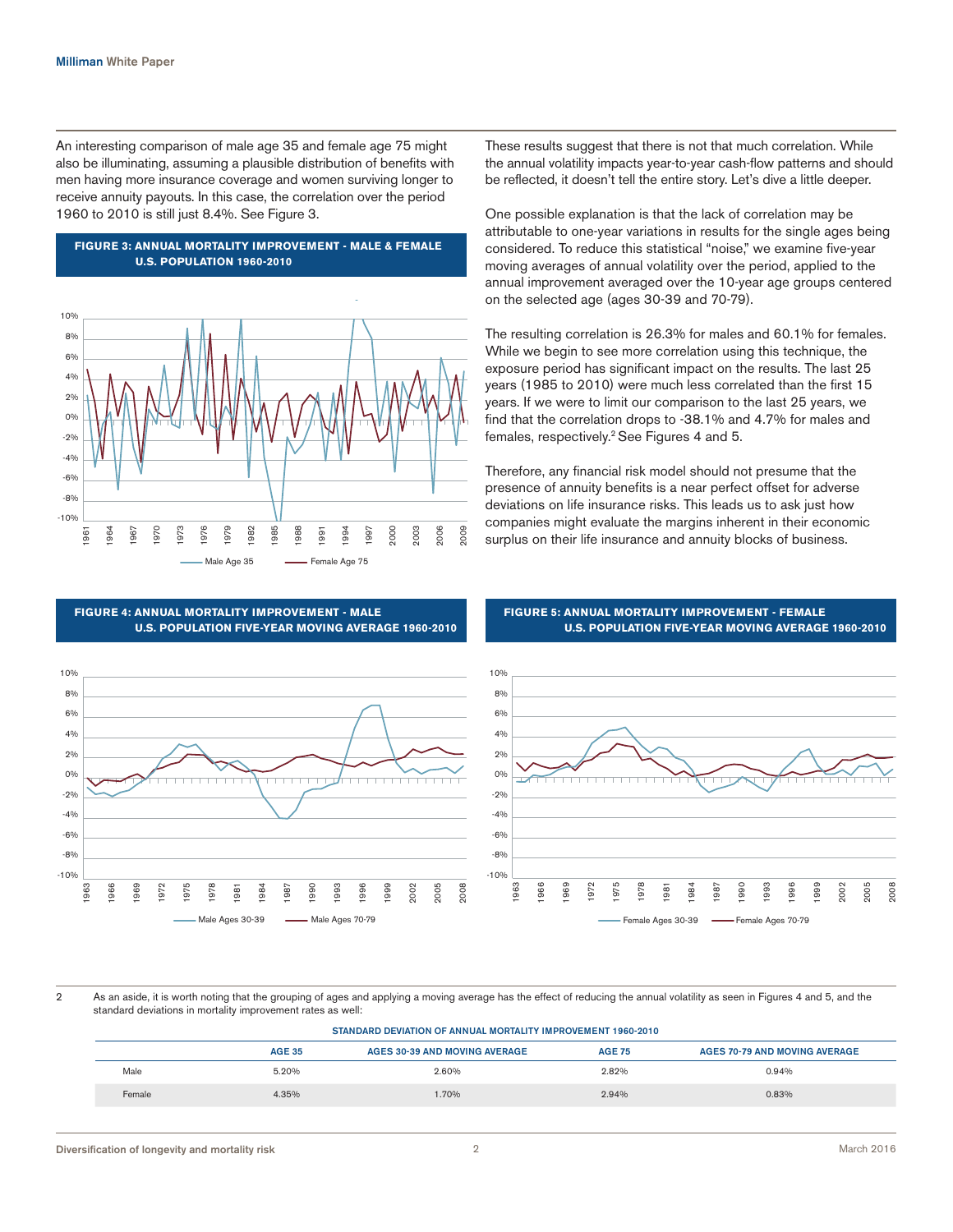An interesting comparison of male age 35 and female age 75 might also be illuminating, assuming a plausible distribution of benefits with men having more insurance coverage and women surviving longer to receive annuity payouts. In this case, the correlation over the period 1960 to 2010 is still just 8.4%. See Figure 3.

**FIGURE 3: ANNUAL MORTALITY IMPROVEMENT - MALE & FEMALE U.S. POPULATION 1960-2010**

These results suggest that there is not that much correlation. While the annual volatility impacts year-to-year cash-flow patterns and should be reflected, it doesn't tell the entire story. Let's dive a little deeper.

One possible explanation is that the lack of correlation may be attributable to one-year variations in results for the single ages being considered. To reduce this statistical "noise," we examine five-year moving averages of annual volatility over the period, applied to the annual improvement averaged over the 10-year age groups centered on the selected age (ages 30-39 and 70-79).

The resulting correlation is 26.3% for males and 60.1% for females. While we begin to see more correlation using this technique, the exposure period has significant impact on the results. The last 25 years (1985 to 2010) were much less correlated than the first 15 years. If we were to limit our comparison to the last 25 years, we find that the correlation drops to -38.1% and 4.7% for males and females, respectively.[2] See Figures 4 and 5.

Therefore, any financial risk model should not presume that the presence of annuity benefits is a near perfect offset for adverse deviations on life insurance risks. This leads us to ask just how companies might evaluate the margins inherent in their economic surplus on their life insurance and annuity blocks of business.

**FIGURE 4: ANNUAL MORTALITY IMPROVEMENT - MALE U.S. POPULATION FIVE-YEAR MOVING AVERAGE 1960-2010**

**FIGURE 5: ANNUAL MORTALITY IMPROVEMENT - FEMALE U.S. POPULATION FIVE-YEAR MOVING AVERAGE 1960-2010**

2 As an aside, it is worth noting that the grouping of ages and applying a moving average has the effect of reducing the annual volatility as seen in Figures 4 and 5, and the standard deviations in mortality improvement rates as well:

**STANDARD DEVIATION OF ANNUAL MORTALITY IMPROVEMENT 1960-2010**

| | AGE 35 | AGES 30-39 AND MOVING AVERAGE | AGE 75 | AGES 70-79 AND MOVING AVERAGE |
|---|---|---|---|---|
| Male | 5.20% | 2.60% | 2.82% | 0.94% |
| Female | 4.35% | 1.70% | 2.94% | 0.83% |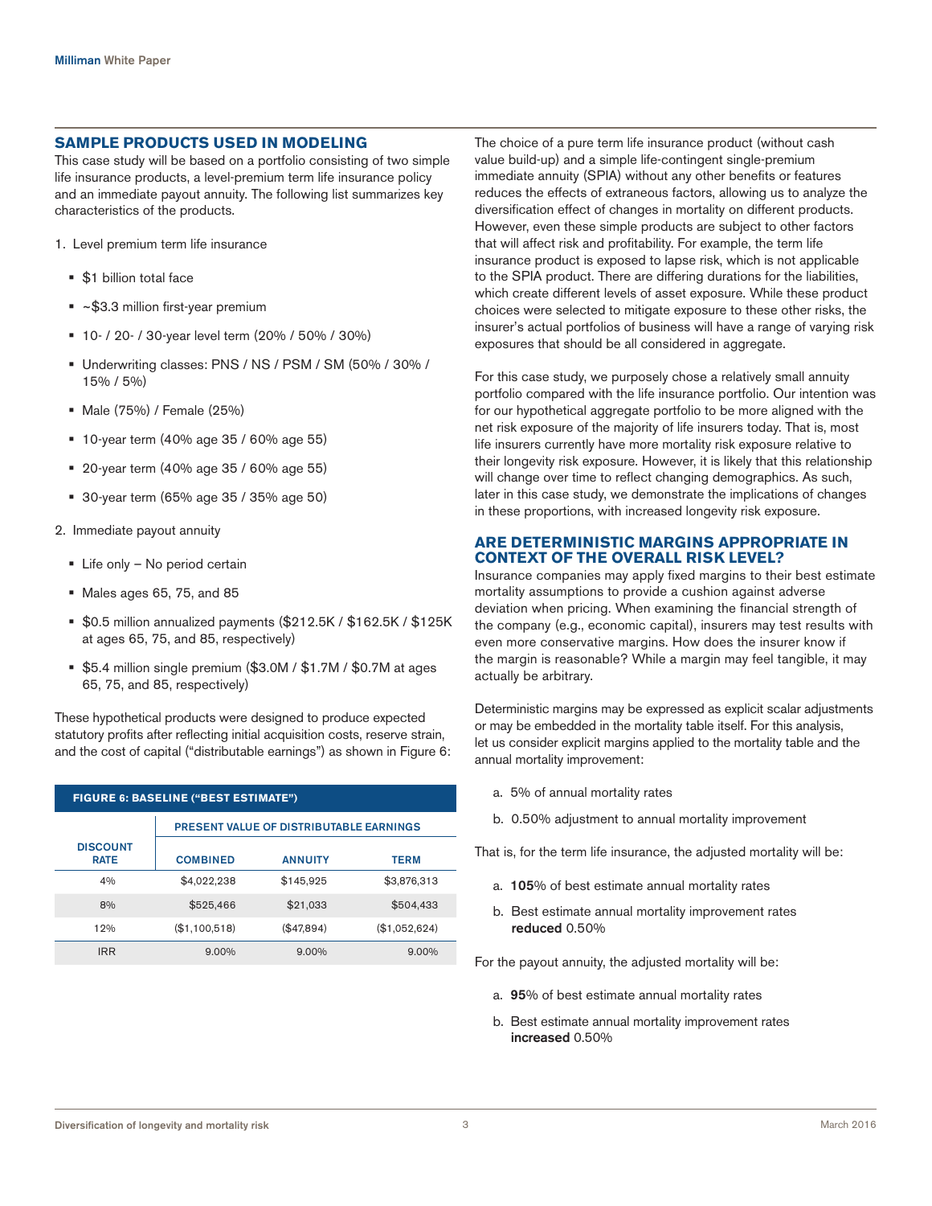## SAMPLE PRODUCTS USED IN MODELING

This case study will be based on a portfolio consisting of two simple life insurance products, a level-premium term life insurance policy and an immediate payout annuity. The following list summarizes key characteristics of the products.

1. Level premium term life insurance
   - $1 billion total face
   - ~$3.3 million first-year premium
   - 10- / 20- / 30-year level term (20% / 50% / 30%)
   - Underwriting classes: PNS / NS / PSM / SM (50% / 30% / 15% / 5%)
   - Male (75%) / Female (25%)
   - 10-year term (40% age 35 / 60% age 55)
   - 20-year term (40% age 35 / 60% age 55)
   - 30-year term (65% age 35 / 35% age 50)
2. Immediate payout annuity
   - Life only – No period certain
   - Males ages 65, 75, and 85
   - $0.5 million annualized payments ($212.5K / $162.5K / $125K at ages 65, 75, and 85, respectively)
   - $5.4 million single premium ($3.0M / $1.7M / $0.7M at ages 65, 75, and 85, respectively)

These hypothetical products were designed to produce expected statutory profits after reflecting initial acquisition costs, reserve strain, and the cost of capital ("distributable earnings") as shown in Figure 6:

**FIGURE 6: BASELINE ("BEST ESTIMATE")**

| DISCOUNT RATE | PRESENT VALUE OF DISTRIBUTABLE EARNINGS | | |
|---|---|---|---|
| | COMBINED | ANNUITY | TERM |
| 4% | $4,022,238 | $145,925 | $3,876,313 |
| 8% | $525,466 | $21,033 | $504,433 |
| 12% | ($1,100,518) | ($47,894) | ($1,052,624) |
| IRR | 9.00% | 9.00% | 9.00% |

The choice of a pure term life insurance product (without cash value build-up) and a simple life-contingent single-premium immediate annuity (SPIA) without any other benefits or features reduces the effects of extraneous factors, allowing us to analyze the diversification effect of changes in mortality on different products. However, even these simple products are subject to other factors that will affect risk and profitability. For example, the term life insurance product is exposed to lapse risk, which is not applicable to the SPIA product. There are differing durations for the liabilities, which create different levels of asset exposure. While these product choices were selected to mitigate exposure to these other risks, the insurer's actual portfolios of business will have a range of varying risk exposures that should be all considered in aggregate.

For this case study, we purposely chose a relatively small annuity portfolio compared with the life insurance portfolio. Our intention was for our hypothetical aggregate portfolio to be more aligned with the net risk exposure of the majority of life insurers today. That is, most life insurers currently have more mortality risk exposure relative to their longevity risk exposure. However, it is likely that this relationship will change over time to reflect changing demographics. As such, later in this case study, we demonstrate the implications of changes in these proportions, with increased longevity risk exposure.

## ARE DETERMINISTIC MARGINS APPROPRIATE IN CONTEXT OF THE OVERALL RISK LEVEL?

Insurance companies may apply fixed margins to their best estimate mortality assumptions to provide a cushion against adverse deviation when pricing. When examining the financial strength of the company (e.g., economic capital), insurers may test results with even more conservative margins. How does the insurer know if the margin is reasonable? While a margin may feel tangible, it may actually be arbitrary.

Deterministic margins may be expressed as explicit scalar adjustments or may be embedded in the mortality table itself. For this analysis, let us consider explicit margins applied to the mortality table and the annual mortality improvement:

a. 5% of annual mortality rates

b. 0.50% adjustment to annual mortality improvement

That is, for the term life insurance, the adjusted mortality will be:

a. **105**% of best estimate annual mortality rates

b. Best estimate annual mortality improvement rates **reduced** 0.50%

For the payout annuity, the adjusted mortality will be:

a. **95**% of best estimate annual mortality rates

b. Best estimate annual mortality improvement rates **increased** 0.50%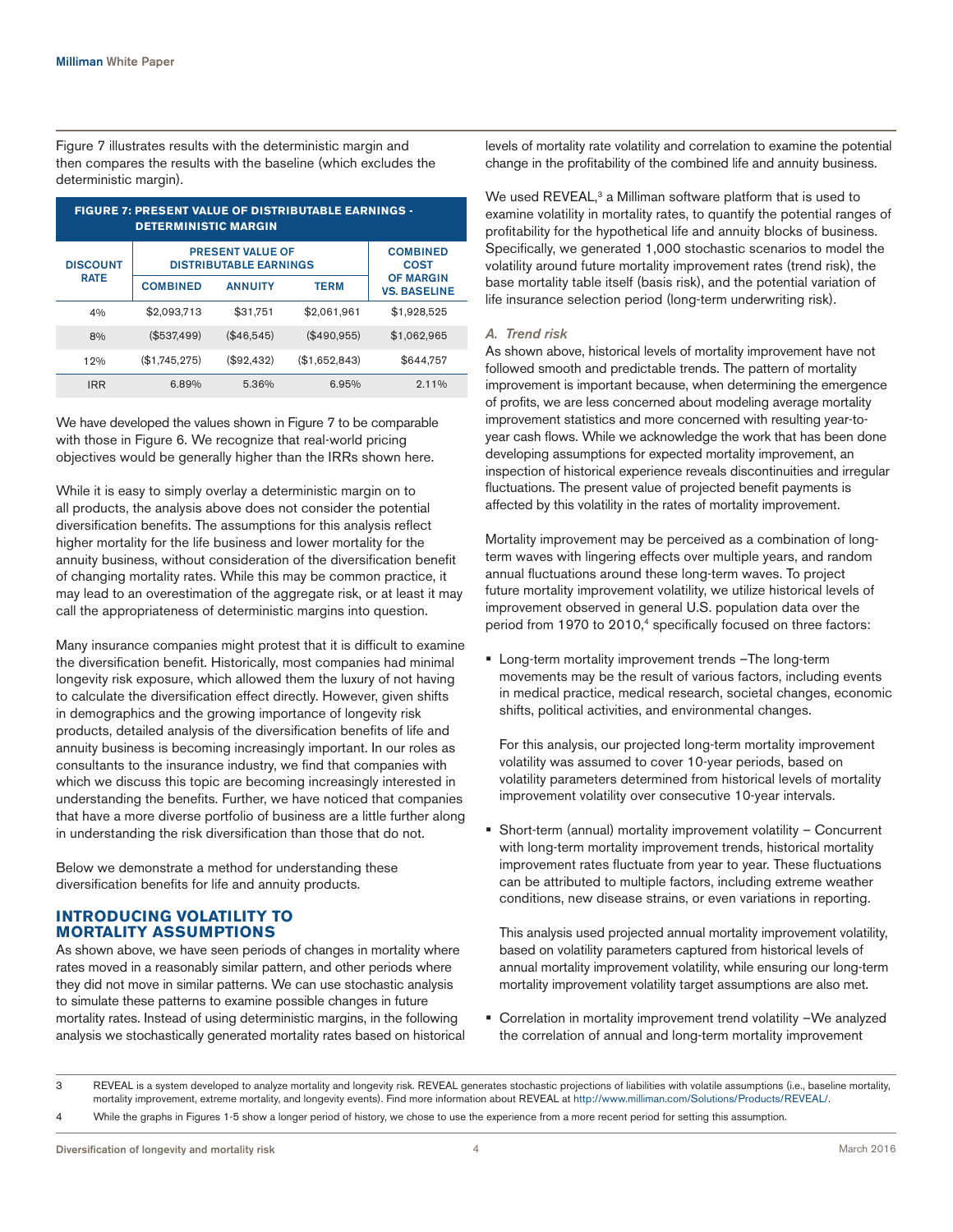Figure 7 illustrates results with the deterministic margin and then compares the results with the baseline (which excludes the deterministic margin).

**FIGURE 7: PRESENT VALUE OF DISTRIBUTABLE EARNINGS - DETERMINISTIC MARGIN**

| DISCOUNT RATE | PRESENT VALUE OF DISTRIBUTABLE EARNINGS | | | COMBINED COST OF MARGIN VS. BASELINE |
|---|---|---|---|---|
| | COMBINED | ANNUITY | TERM | |
| 4% | $2,093,713 | $31,751 | $2,061,961 | $1,928,525 |
| 8% | ($537,499) | ($46,545) | ($490,955) | $1,062,965 |
| 12% | ($1,745,275) | ($92,432) | ($1,652,843) | $644,757 |
| IRR | 6.89% | 5.36% | 6.95% | 2.11% |

We have developed the values shown in Figure 7 to be comparable with those in Figure 6. We recognize that real-world pricing objectives would be generally higher than the IRRs shown here.

While it is easy to simply overlay a deterministic margin on to all products, the analysis above does not consider the potential diversification benefits. The assumptions for this analysis reflect higher mortality for the life business and lower mortality for the annuity business, without consideration of the diversification benefit of changing mortality rates. While this may be common practice, it may lead to an overestimation of the aggregate risk, or at least it may call the appropriateness of deterministic margins into question.

Many insurance companies might protest that it is difficult to examine the diversification benefit. Historically, most companies had minimal longevity risk exposure, which allowed them the luxury of not having to calculate the diversification effect directly. However, given shifts in demographics and the growing importance of longevity risk products, detailed analysis of the diversification benefits of life and annuity business is becoming increasingly important. In our roles as consultants to the insurance industry, we find that companies with which we discuss this topic are becoming increasingly interested in understanding the benefits. Further, we have noticed that companies that have a more diverse portfolio of business are a little further along in understanding the risk diversification than those that do not.

Below we demonstrate a method for understanding these diversification benefits for life and annuity products.

## INTRODUCING VOLATILITY TO MORTALITY ASSUMPTIONS

As shown above, we have seen periods of changes in mortality where rates moved in a reasonably similar pattern, and other periods where they did not move in similar patterns. We can use stochastic analysis to simulate these patterns to examine possible changes in future mortality rates. Instead of using deterministic margins, in the following analysis we stochastically generated mortality rates based on historical levels of mortality rate volatility and correlation to examine the potential change in the profitability of the combined life and annuity business.

We used REVEAL,[3] a Milliman software platform that is used to examine volatility in mortality rates, to quantify the potential ranges of profitability for the hypothetical life and annuity blocks of business. Specifically, we generated 1,000 stochastic scenarios to model the volatility around future mortality improvement rates (trend risk), the base mortality table itself (basis risk), and the potential variation of life insurance selection period (long-term underwriting risk).

### *A. Trend risk*

As shown above, historical levels of mortality improvement have not followed smooth and predictable trends. The pattern of mortality improvement is important because, when determining the emergence of profits, we are less concerned about modeling average mortality improvement statistics and more concerned with resulting year-to-year cash flows. While we acknowledge the work that has been done developing assumptions for expected mortality improvement, an inspection of historical experience reveals discontinuities and irregular fluctuations. The present value of projected benefit payments is affected by this volatility in the rates of mortality improvement.

Mortality improvement may be perceived as a combination of long-term waves with lingering effects over multiple years, and random annual fluctuations around these long-term waves. To project future mortality improvement volatility, we utilize historical levels of improvement observed in general U.S. population data over the period from 1970 to 2010,[4] specifically focused on three factors:

- Long-term mortality improvement trends –The long-term movements may be the result of various factors, including events in medical practice, medical research, societal changes, economic shifts, political activities, and environmental changes.

  For this analysis, our projected long-term mortality improvement volatility was assumed to cover 10-year periods, based on volatility parameters determined from historical levels of mortality improvement volatility over consecutive 10-year intervals.

- Short-term (annual) mortality improvement volatility – Concurrent with long-term mortality improvement trends, historical mortality improvement rates fluctuate from year to year. These fluctuations can be attributed to multiple factors, including extreme weather conditions, new disease strains, or even variations in reporting.

  This analysis used projected annual mortality improvement volatility, based on volatility parameters captured from historical levels of annual mortality improvement volatility, while ensuring our long-term mortality improvement volatility target assumptions are also met.

- Correlation in mortality improvement trend volatility –We analyzed the correlation of annual and long-term mortality improvement

---

3 REVEAL is a system developed to analyze mortality and longevity risk. REVEAL generates stochastic projections of liabilities with volatile assumptions (i.e., baseline mortality, mortality improvement, extreme mortality, and longevity events). Find more information about REVEAL at http://www.milliman.com/Solutions/Products/REVEAL/.

4 While the graphs in Figures 1-5 show a longer period of history, we chose to use the experience from a more recent period for setting this assumption.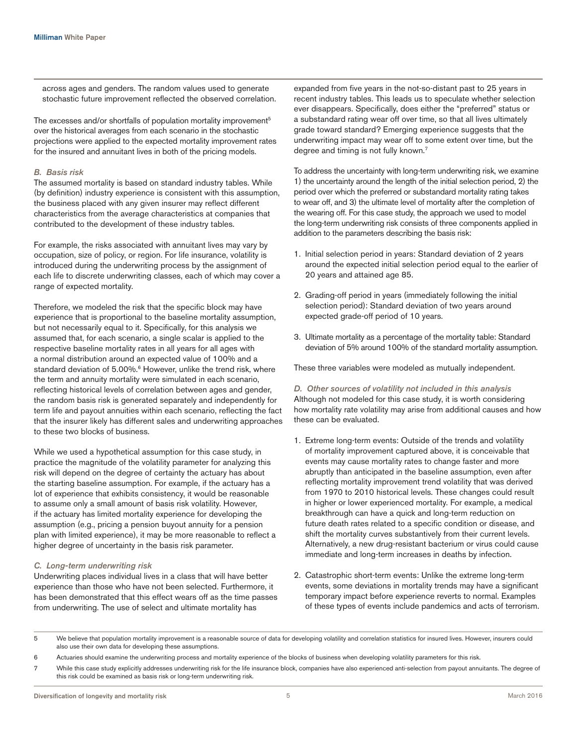across ages and genders. The random values used to generate stochastic future improvement reflected the observed correlation.

The excesses and/or shortfalls of population mortality improvement[5] over the historical averages from each scenario in the stochastic projections were applied to the expected mortality improvement rates for the insured and annuitant lives in both of the pricing models.

### *B. Basis risk*

The assumed mortality is based on standard industry tables. While (by definition) industry experience is consistent with this assumption, the business placed with any given insurer may reflect different characteristics from the average characteristics at companies that contributed to the development of these industry tables.

For example, the risks associated with annuitant lives may vary by occupation, size of policy, or region. For life insurance, volatility is introduced during the underwriting process by the assignment of each life to discrete underwriting classes, each of which may cover a range of expected mortality.

Therefore, we modeled the risk that the specific block may have experience that is proportional to the baseline mortality assumption, but not necessarily equal to it. Specifically, for this analysis we assumed that, for each scenario, a single scalar is applied to the respective baseline mortality rates in all years for all ages with a normal distribution around an expected value of 100% and a standard deviation of 5.00%.[6] However, unlike the trend risk, where the term and annuity mortality were simulated in each scenario, reflecting historical levels of correlation between ages and gender, the random basis risk is generated separately and independently for term life and payout annuities within each scenario, reflecting the fact that the insurer likely has different sales and underwriting approaches to these two blocks of business.

While we used a hypothetical assumption for this case study, in practice the magnitude of the volatility parameter for analyzing this risk will depend on the degree of certainty the actuary has about the starting baseline assumption. For example, if the actuary has a lot of experience that exhibits consistency, it would be reasonable to assume only a small amount of basis risk volatility. However, if the actuary has limited mortality experience for developing the assumption (e.g., pricing a pension buyout annuity for a pension plan with limited experience), it may be more reasonable to reflect a higher degree of uncertainty in the basis risk parameter.

### *C. Long-term underwriting risk*

Underwriting places individual lives in a class that will have better experience than those who have not been selected. Furthermore, it has been demonstrated that this effect wears off as the time passes from underwriting. The use of select and ultimate mortality has expanded from five years in the not-so-distant past to 25 years in recent industry tables. This leads us to speculate whether selection ever disappears. Specifically, does either the "preferred" status or a substandard rating wear off over time, so that all lives ultimately grade toward standard? Emerging experience suggests that the underwriting impact may wear off to some extent over time, but the degree and timing is not fully known.[7]

To address the uncertainty with long-term underwriting risk, we examine 1) the uncertainty around the length of the initial selection period, 2) the period over which the preferred or substandard mortality rating takes to wear off, and 3) the ultimate level of mortality after the completion of the wearing off. For this case study, the approach we used to model the long-term underwriting risk consists of three components applied in addition to the parameters describing the basis risk:

1. Initial selection period in years: Standard deviation of 2 years around the expected initial selection period equal to the earlier of 20 years and attained age 85.
2. Grading-off period in years (immediately following the initial selection period): Standard deviation of two years around expected grade-off period of 10 years.
3. Ultimate mortality as a percentage of the mortality table: Standard deviation of 5% around 100% of the standard mortality assumption.

These three variables were modeled as mutually independent.

### *D. Other sources of volatility not included in this analysis*

Although not modeled for this case study, it is worth considering how mortality rate volatility may arise from additional causes and how these can be evaluated.

1. Extreme long-term events: Outside of the trends and volatility of mortality improvement captured above, it is conceivable that events may cause mortality rates to change faster and more abruptly than anticipated in the baseline assumption, even after reflecting mortality improvement trend volatility that was derived from 1970 to 2010 historical levels. These changes could result in higher or lower experienced mortality. For example, a medical breakthrough can have a quick and long-term reduction on future death rates related to a specific condition or disease, and shift the mortality curves substantively from their current levels. Alternatively, a new drug-resistant bacterium or virus could cause immediate and long-term increases in deaths by infection.
2. Catastrophic short-term events: Unlike the extreme long-term events, some deviations in mortality trends may have a significant temporary impact before experience reverts to normal. Examples of these types of events include pandemics and acts of terrorism.

---

5 We believe that population mortality improvement is a reasonable source of data for developing volatility and correlation statistics for insured lives. However, insurers could also use their own data for developing these assumptions.

6 Actuaries should examine the underwriting process and mortality experience of the blocks of business when developing volatility parameters for this risk.

7 While this case study explicitly addresses underwriting risk for the life insurance block, companies have also experienced anti-selection from payout annuitants. The degree of this risk could be examined as basis risk or long-term underwriting risk.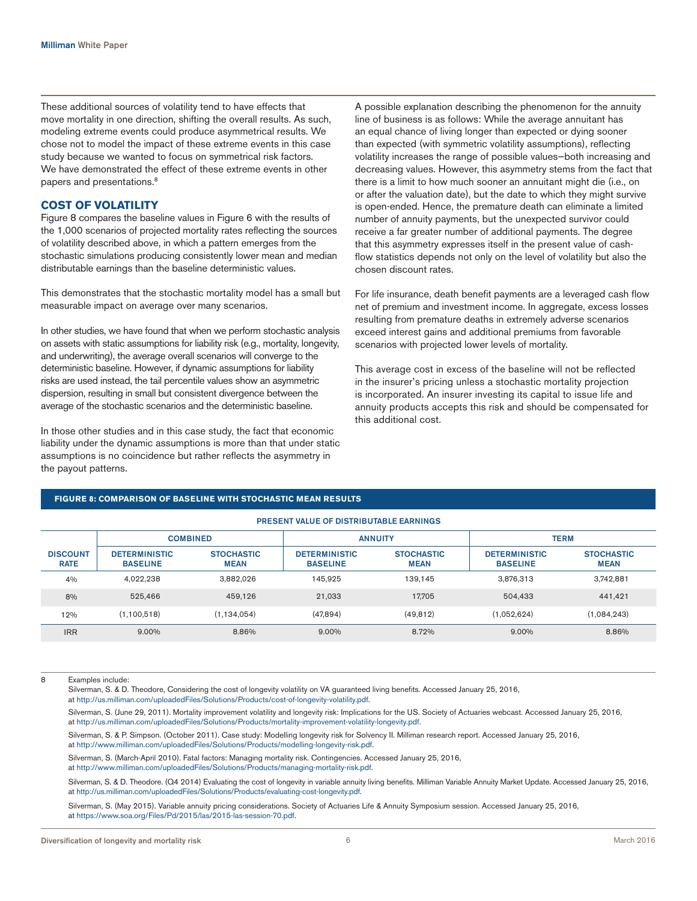These additional sources of volatility tend to have effects that move mortality in one direction, shifting the overall results. As such, modeling extreme events could produce asymmetrical results. We chose not to model the impact of these extreme events in this case study because we wanted to focus on symmetrical risk factors. We have demonstrated the effect of these extreme events in other papers and presentations.[8]

## COST OF VOLATILITY

Figure 8 compares the baseline values in Figure 6 with the results of the 1,000 scenarios of projected mortality rates reflecting the sources of volatility described above, in which a pattern emerges from the stochastic simulations producing consistently lower mean and median distributable earnings than the baseline deterministic values.

This demonstrates that the stochastic mortality model has a small but measurable impact on average over many scenarios.

In other studies, we have found that when we perform stochastic analysis on assets with static assumptions for liability risk (e.g., mortality, longevity, and underwriting), the average overall scenarios will converge to the deterministic baseline. However, if dynamic assumptions for liability risks are used instead, the tail percentile values show an asymmetric dispersion, resulting in small but consistent divergence between the average of the stochastic scenarios and the deterministic baseline.

In those other studies and in this case study, the fact that economic liability under the dynamic assumptions is more than that under static assumptions is no coincidence but rather reflects the asymmetry in the payout patterns.

A possible explanation describing the phenomenon for the annuity line of business is as follows: While the average annuitant has an equal chance of living longer than expected or dying sooner than expected (with symmetric volatility assumptions), reflecting volatility increases the range of possible values—both increasing and decreasing values. However, this asymmetry stems from the fact that there is a limit to how much sooner an annuitant might die (i.e., on or after the valuation date), but the date to which they might survive is open-ended. Hence, the premature death can eliminate a limited number of annuity payments, but the unexpected survivor could receive a far greater number of additional payments. The degree that this asymmetry expresses itself in the present value of cash-flow statistics depends not only on the level of volatility but also the chosen discount rates.

For life insurance, death benefit payments are a leveraged cash flow net of premium and investment income. In aggregate, excess losses resulting from premature deaths in extremely adverse scenarios exceed interest gains and additional premiums from favorable scenarios with projected lower levels of mortality.

This average cost in excess of the baseline will not be reflected in the insurer's pricing unless a stochastic mortality projection is incorporated. An insurer investing its capital to issue life and annuity products accepts this risk and should be compensated for this additional cost.

**FIGURE 8: COMPARISON OF BASELINE WITH STOCHASTIC MEAN RESULTS**

PRESENT VALUE OF DISTRIBUTABLE EARNINGS

| | COMBINED | | ANNUITY | | TERM | |
|---|---|---|---|---|---|---|
| DISCOUNT RATE | DETERMINISTIC BASELINE | STOCHASTIC MEAN | DETERMINISTIC BASELINE | STOCHASTIC MEAN | DETERMINISTIC BASELINE | STOCHASTIC MEAN |
| 4% | 4,022,238 | 3,882,026 | 145,925 | 139,145 | 3,876,313 | 3,742,881 |
| 8% | 525,466 | 459,126 | 21,033 | 17,705 | 504,433 | 441,421 |
| 12% | (1,100,518) | (1,134,054) | (47,894) | (49,812) | (1,052,624) | (1,084,243) |
| IRR | 9.00% | 8.86% | 9.00% | 8.72% | 9.00% | 8.86% |

8 Examples include:

Silverman, S. & D. Theodore, Considering the cost of longevity volatility on VA guaranteed living benefits. Accessed January 25, 2016, at http://us.milliman.com/uploadedFiles/Solutions/Products/cost-of-longevity-volatility.pdf.

Silverman, S. (June 29, 2011). Mortality improvement volatility and longevity risk: Implications for the US. Society of Actuaries webcast. Accessed January 25, 2016, at http://us.milliman.com/uploadedFiles/Solutions/Products/mortality-improvement-volatility-longevity.pdf.

Silverman, S. & P. Simpson. (October 2011). Case study: Modelling longevity risk for Solvency II. Milliman research report. Accessed January 25, 2016, at http://www.milliman.com/uploadedFiles/Solutions/Products/modelling-longevity-risk.pdf.

Silverman, S. (March-April 2010). Fatal factors: Managing mortality risk. Contingencies. Accessed January 25, 2016, at http://www.milliman.com/uploadedFiles/Solutions/Products/managing-mortality-risk.pdf.

Silverman, S. & D. Theodore. (Q4 2014) Evaluating the cost of longevity in variable annuity living benefits. Milliman Variable Annuity Market Update. Accessed January 25, 2016, at http://us.milliman.com/uploadedFiles/Solutions/Products/evaluating-cost-longevity.pdf.

Silverman, S. (May 2015). Variable annuity pricing considerations. Society of Actuaries Life & Annuity Symposium session. Accessed January 25, 2016, at https://www.soa.org/Files/Pd/2015/las/2015-las-session-70.pdf.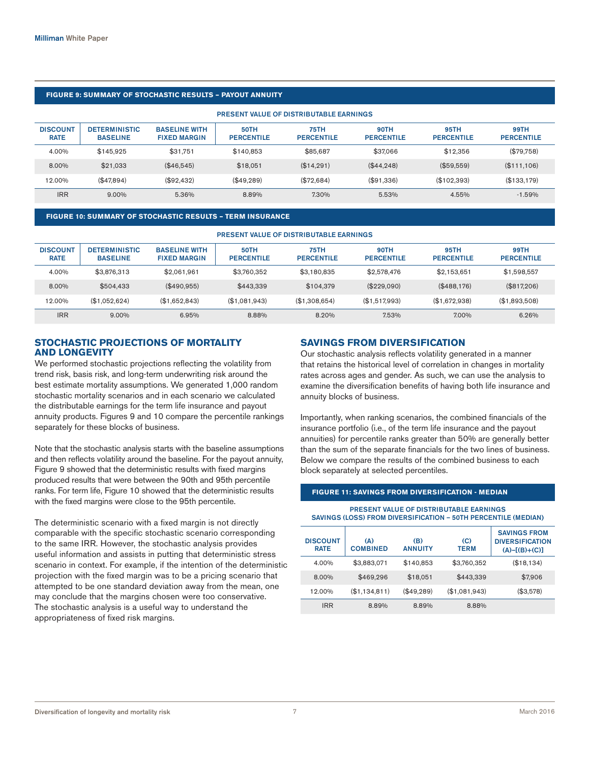**FIGURE 9: SUMMARY OF STOCHASTIC RESULTS – PAYOUT ANNUITY**

| | PRESENT VALUE OF DISTRIBUTABLE EARNINGS | | | | | | |
|---|---|---|---|---|---|---|---|
| DISCOUNT RATE | DETERMINISTIC BASELINE | BASELINE WITH FIXED MARGIN | 50TH PERCENTILE | 75TH PERCENTILE | 90TH PERCENTILE | 95TH PERCENTILE | 99TH PERCENTILE |
| 4.00% | $145,925 | $31,751 | $140,853 | $85,687 | $37,066 | $12,356 | ($79,758) |
| 8.00% | $21,033 | ($46,545) | $18,051 | ($14,291) | ($44,248) | ($59,559) | ($111,106) |
| 12.00% | ($47,894) | ($92,432) | ($49,289) | ($72,684) | ($91,336) | ($102,393) | ($133,179) |
| IRR | 9.00% | 5.36% | 8.89% | 7.30% | 5.53% | 4.55% | -1.59% |

**FIGURE 10: SUMMARY OF STOCHASTIC RESULTS – TERM INSURANCE**

| | PRESENT VALUE OF DISTRIBUTABLE EARNINGS | | | | | | |
|---|---|---|---|---|---|---|---|
| DISCOUNT RATE | DETERMINISTIC BASELINE | BASELINE WITH FIXED MARGIN | 50TH PERCENTILE | 75TH PERCENTILE | 90TH PERCENTILE | 95TH PERCENTILE | 99TH PERCENTILE |
| 4.00% | $3,876,313 | $2,061,961 | $3,760,352 | $3,180,835 | $2,578,476 | $2,153,651 | $1,598,557 |
| 8.00% | $504,433 | ($490,955) | $443,339 | $104,379 | ($229,090) | ($488,176) | ($817,206) |
| 12.00% | ($1,052,624) | ($1,652,843) | ($1,081,943) | ($1,308,654) | ($1,517,993) | ($1,672,938) | ($1,893,508) |
| IRR | 9.00% | 6.95% | 8.88% | 8.20% | 7.53% | 7.00% | 6.26% |

## STOCHASTIC PROJECTIONS OF MORTALITY AND LONGEVITY

We performed stochastic projections reflecting the volatility from trend risk, basis risk, and long-term underwriting risk around the best estimate mortality assumptions. We generated 1,000 random stochastic mortality scenarios and in each scenario we calculated the distributable earnings for the term life insurance and payout annuity products. Figures 9 and 10 compare the percentile rankings separately for these blocks of business.

Note that the stochastic analysis starts with the baseline assumptions and then reflects volatility around the baseline. For the payout annuity, Figure 9 showed that the deterministic results with fixed margins produced results that were between the 90th and 95th percentile ranks. For term life, Figure 10 showed that the deterministic results with the fixed margins were close to the 95th percentile.

The deterministic scenario with a fixed margin is not directly comparable with the specific stochastic scenario corresponding to the same IRR. However, the stochastic analysis provides useful information and assists in putting that deterministic stress scenario in context. For example, if the intention of the deterministic projection with the fixed margin was to be a pricing scenario that attempted to be one standard deviation away from the mean, one may conclude that the margins chosen were too conservative. The stochastic analysis is a useful way to understand the appropriateness of fixed risk margins.

## SAVINGS FROM DIVERSIFICATION

Our stochastic analysis reflects volatility generated in a manner that retains the historical level of correlation in changes in mortality rates across ages and gender. As such, we can use the analysis to examine the diversification benefits of having both life insurance and annuity blocks of business.

Importantly, when ranking scenarios, the combined financials of the insurance portfolio (i.e., of the term life insurance and the payout annuities) for percentile ranks greater than 50% are generally better than the sum of the separate financials for the two lines of business. Below we compare the results of the combined business to each block separately at selected percentiles.

**FIGURE 11: SAVINGS FROM DIVERSIFICATION - MEDIAN**

PRESENT VALUE OF DISTRIBUTABLE EARNINGS
SAVINGS (LOSS) FROM DIVERSIFICATION – 50TH PERCENTILE (MEDIAN)

| DISCOUNT RATE | (A) COMBINED | (B) ANNUITY | (C) TERM | SAVINGS FROM DIVERSIFICATION (A)–[(B)+(C)] |
|---|---|---|---|---|
| 4.00% | $3,883,071 | $140,853 | $3,760,352 | ($18,134) |
| 8.00% | $469,296 | $18,051 | $443,339 | $7,906 |
| 12.00% | ($1,134,811) | ($49,289) | ($1,081,943) | ($3,578) |
| IRR | 8.89% | 8.89% | 8.88% | |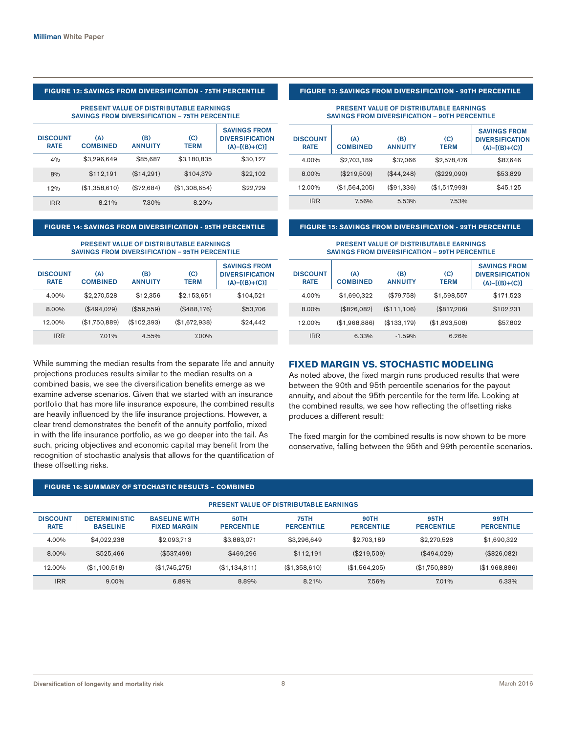**FIGURE 12: SAVINGS FROM DIVERSIFICATION - 75TH PERCENTILE**

PRESENT VALUE OF DISTRIBUTABLE EARNINGS SAVINGS FROM DIVERSIFICATION – 75TH PERCENTILE

| DISCOUNT RATE | (A) COMBINED | (B) ANNUITY | (C) TERM | SAVINGS FROM DIVERSIFICATION (A)–[(B)+(C)] |
|---|---|---|---|---|
| 4% | $3,296,649 | $85,687 | $3,180,835 | $30,127 |
| 8% | $112,191 | ($14,291) | $104,379 | $22,102 |
| 12% | ($1,358,610) | ($72,684) | ($1,308,654) | $22,729 |
| IRR | 8.21% | 7.30% | 8.20% | |

**FIGURE 13: SAVINGS FROM DIVERSIFICATION - 90TH PERCENTILE**

PRESENT VALUE OF DISTRIBUTABLE EARNINGS SAVINGS FROM DIVERSIFICATION – 90TH PERCENTILE

| DISCOUNT RATE | (A) COMBINED | (B) ANNUITY | (C) TERM | SAVINGS FROM DIVERSIFICATION (A)–[(B)+(C)] |
|---|---|---|---|---|
| 4.00% | $2,703,189 | $37,066 | $2,578,476 | $87,646 |
| 8.00% | ($219,509) | ($44,248) | ($229,090) | $53,829 |
| 12.00% | ($1,564,205) | ($91,336) | ($1,517,993) | $45,125 |
| IRR | 7.56% | 5.53% | 7.53% | |

**FIGURE 14: SAVINGS FROM DIVERSIFICATION - 95TH PERCENTILE**

PRESENT VALUE OF DISTRIBUTABLE EARNINGS SAVINGS FROM DIVERSIFICATION – 95TH PERCENTILE

| DISCOUNT RATE | (A) COMBINED | (B) ANNUITY | (C) TERM | SAVINGS FROM DIVERSIFICATION (A)–[(B)+(C)] |
|---|---|---|---|---|
| 4.00% | $2,270,528 | $12,356 | $2,153,651 | $104,521 |
| 8.00% | ($494,029) | ($59,559) | ($488,176) | $53,706 |
| 12.00% | ($1,750,889) | ($102,393) | ($1,672,938) | $24,442 |
| IRR | 7.01% | 4.55% | 7.00% | |

**FIGURE 15: SAVINGS FROM DIVERSIFICATION - 99TH PERCENTILE**

PRESENT VALUE OF DISTRIBUTABLE EARNINGS SAVINGS FROM DIVERSIFICATION – 99TH PERCENTILE

| DISCOUNT RATE | (A) COMBINED | (B) ANNUITY | (C) TERM | SAVINGS FROM DIVERSIFICATION (A)–[(B)+(C)] |
|---|---|---|---|---|
| 4.00% | $1,690,322 | ($79,758) | $1,598,557 | $171,523 |
| 8.00% | ($826,082) | ($111,106) | ($817,206) | $102,231 |
| 12.00% | ($1,968,886) | ($133,179) | ($1,893,508) | $57,802 |
| IRR | 6.33% | -1.59% | 6.26% | |

While summing the median results from the separate life and annuity projections produces results similar to the median results on a combined basis, we see the diversification benefits emerge as we examine adverse scenarios. Given that we started with an insurance portfolio that has more life insurance exposure, the combined results are heavily influenced by the life insurance projections. However, a clear trend demonstrates the benefit of the annuity portfolio, mixed in with the life insurance portfolio, as we go deeper into the tail. As such, pricing objectives and economic capital may benefit from the recognition of stochastic analysis that allows for the quantification of these offsetting risks.

## FIXED MARGIN VS. STOCHASTIC MODELING

As noted above, the fixed margin runs produced results that were between the 90th and 95th percentile scenarios for the payout annuity, and about the 95th percentile for the term life. Looking at the combined results, we see how reflecting the offsetting risks produces a different result:

The fixed margin for the combined results is now shown to be more conservative, falling between the 95th and 99th percentile scenarios.

**FIGURE 16: SUMMARY OF STOCHASTIC RESULTS – COMBINED**

| | PRESENT VALUE OF DISTRIBUTABLE EARNINGS | | | | | | |
|---|---|---|---|---|---|---|---|
| DISCOUNT RATE | DETERMINISTIC BASELINE | BASELINE WITH FIXED MARGIN | 50TH PERCENTILE | 75TH PERCENTILE | 90TH PERCENTILE | 95TH PERCENTILE | 99TH PERCENTILE |
| 4.00% | $4,022,238 | $2,093,713 | $3,883,071 | $3,296,649 | $2,703,189 | $2,270,528 | $1,690,322 |
| 8.00% | $525,466 | ($537,499) | $469,296 | $112,191 | ($219,509) | ($494,029) | ($826,082) |
| 12.00% | ($1,100,518) | ($1,745,275) | ($1,134,811) | ($1,358,610) | ($1,564,205) | ($1,750,889) | ($1,968,886) |
| IRR | 9.00% | 6.89% | 8.89% | 8.21% | 7.56% | 7.01% | 6.33% |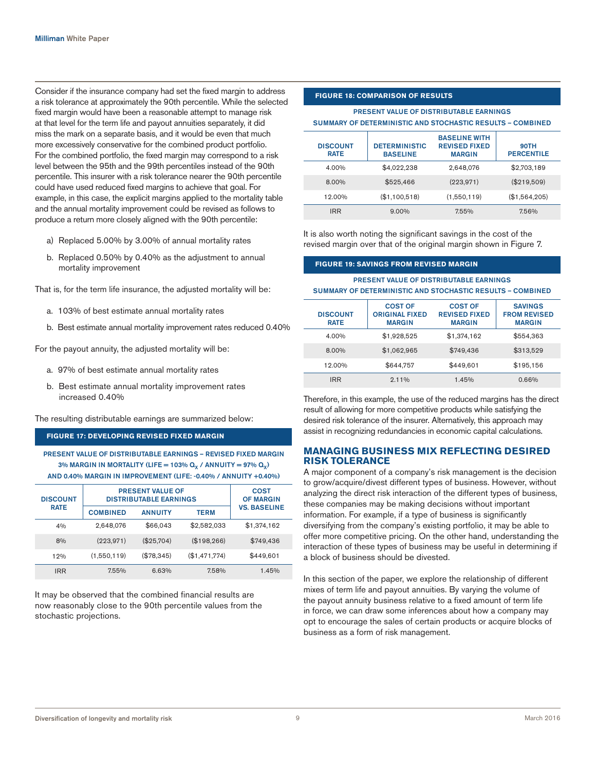Consider if the insurance company had set the fixed margin to address a risk tolerance at approximately the 90th percentile. While the selected fixed margin would have been a reasonable attempt to manage risk at that level for the term life and payout annuities separately, it did miss the mark on a separate basis, and it would be even that much more excessively conservative for the combined product portfolio. For the combined portfolio, the fixed margin may correspond to a risk level between the 95th and the 99th percentiles instead of the 90th percentile. This insurer with a risk tolerance nearer the 90th percentile could have used reduced fixed margins to achieve that goal. For example, in this case, the explicit margins applied to the mortality table and the annual mortality improvement could be revised as follows to produce a return more closely aligned with the 90th percentile:

a) Replaced 5.00% by 3.00% of annual mortality rates

b. Replaced 0.50% by 0.40% as the adjustment to annual mortality improvement

That is, for the term life insurance, the adjusted mortality will be:

a. 103% of best estimate annual mortality rates

b. Best estimate annual mortality improvement rates reduced 0.40%

For the payout annuity, the adjusted mortality will be:

a. 97% of best estimate annual mortality rates

b. Best estimate annual mortality improvement rates increased 0.40%

The resulting distributable earnings are summarized below:

**FIGURE 17: DEVELOPING REVISED FIXED MARGIN**

PRESENT VALUE OF DISTRIBUTABLE EARNINGS – REVISED FIXED MARGIN
3% MARGIN IN MORTALITY (LIFE = 103% $Q_X$ / ANNUITY = 97% $Q_X$)
AND 0.40% MARGIN IN IMPROVEMENT (LIFE: -0.40% / ANNUITY +0.40%)

| DISCOUNT RATE | PRESENT VALUE OF DISTRIBUTABLE EARNINGS | | | COST OF MARGIN VS. BASELINE |
|---|---|---|---|---|
| | COMBINED | ANNUITY | TERM | |
| 4% | 2,648,076 | $66,043 | $2,582,033 | $1,374,162 |
| 8% | (223,971) | ($25,704) | ($198,266) | $749,436 |
| 12% | (1,550,119) | ($78,345) | ($1,471,774) | $449,601 |
| IRR | 7.55% | 6.63% | 7.58% | 1.45% |

It may be observed that the combined financial results are now reasonably close to the 90th percentile values from the stochastic projections.

**FIGURE 18: COMPARISON OF RESULTS**

PRESENT VALUE OF DISTRIBUTABLE EARNINGS
SUMMARY OF DETERMINISTIC AND STOCHASTIC RESULTS – COMBINED

| DISCOUNT RATE | DETERMINISTIC BASELINE | BASELINE WITH REVISED FIXED MARGIN | 90TH PERCENTILE |
|---|---|---|---|
| 4.00% | $4,022,238 | 2,648,076 | $2,703,189 |
| 8.00% | $525,466 | (223,971) | ($219,509) |
| 12.00% | ($1,100,518) | (1,550,119) | ($1,564,205) |
| IRR | 9.00% | 7.55% | 7.56% |

It is also worth noting the significant savings in the cost of the revised margin over that of the original margin shown in Figure 7.

**FIGURE 19: SAVINGS FROM REVISED MARGIN**

PRESENT VALUE OF DISTRIBUTABLE EARNINGS
SUMMARY OF DETERMINISTIC AND STOCHASTIC RESULTS – COMBINED

| DISCOUNT RATE | COST OF ORIGINAL FIXED MARGIN | COST OF REVISED FIXED MARGIN | SAVINGS FROM REVISED MARGIN |
|---|---|---|---|
| 4.00% | $1,928,525 | $1,374,162 | $554,363 |
| 8.00% | $1,062,965 | $749,436 | $313,529 |
| 12.00% | $644,757 | $449,601 | $195,156 |
| IRR | 2.11% | 1.45% | 0.66% |

Therefore, in this example, the use of the reduced margins has the direct result of allowing for more competitive products while satisfying the desired risk tolerance of the insurer. Alternatively, this approach may assist in recognizing redundancies in economic capital calculations.

## MANAGING BUSINESS MIX REFLECTING DESIRED RISK TOLERANCE

A major component of a company's risk management is the decision to grow/acquire/divest different types of business. However, without analyzing the direct risk interaction of the different types of business, these companies may be making decisions without important information. For example, if a type of business is significantly diversifying from the company's existing portfolio, it may be able to offer more competitive pricing. On the other hand, understanding the interaction of these types of business may be useful in determining if a block of business should be divested.

In this section of the paper, we explore the relationship of different mixes of term life and payout annuities. By varying the volume of the payout annuity business relative to a fixed amount of term life in force, we can draw some inferences about how a company may opt to encourage the sales of certain products or acquire blocks of business as a form of risk management.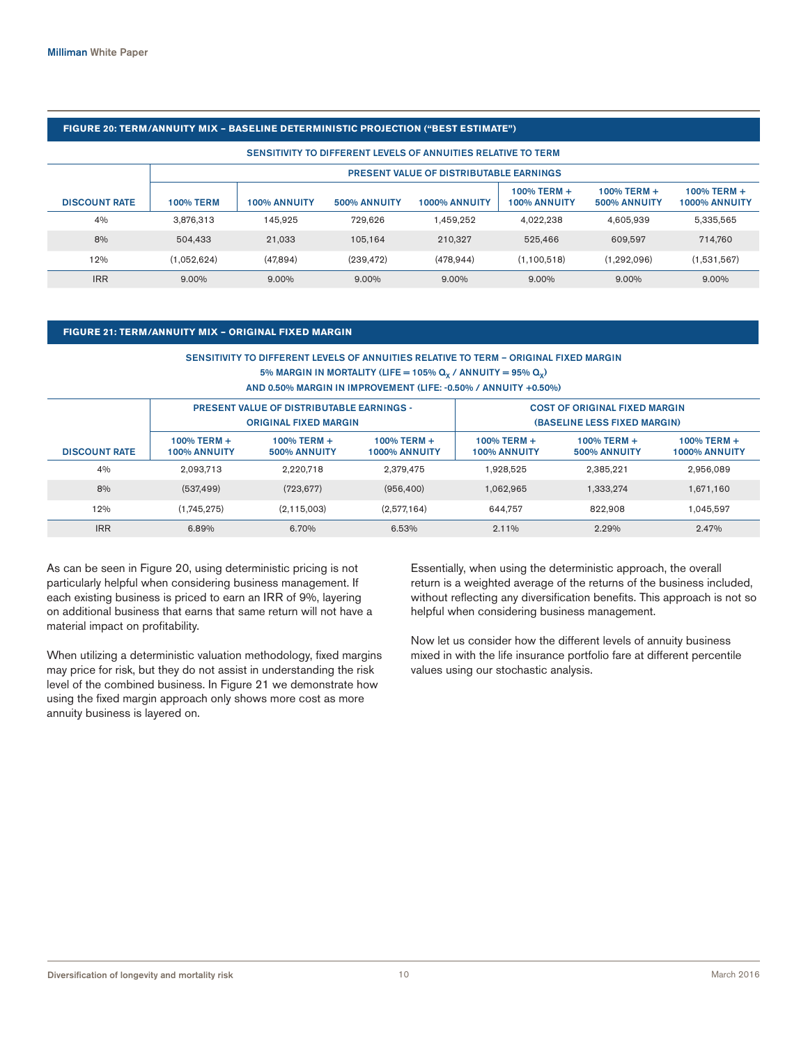**FIGURE 20: TERM/ANNUITY MIX – BASELINE DETERMINISTIC PROJECTION ("BEST ESTIMATE")**

SENSITIVITY TO DIFFERENT LEVELS OF ANNUITIES RELATIVE TO TERM

| | PRESENT VALUE OF DISTRIBUTABLE EARNINGS | | | | | | |
|---|---|---|---|---|---|---|---|
| DISCOUNT RATE | 100% TERM | 100% ANNUITY | 500% ANNUITY | 1000% ANNUITY | 100% TERM + 100% ANNUITY | 100% TERM + 500% ANNUITY | 100% TERM + 1000% ANNUITY |
| 4% | 3,876,313 | 145,925 | 729,626 | 1,459,252 | 4,022,238 | 4,605,939 | 5,335,565 |
| 8% | 504,433 | 21,033 | 105,164 | 210,327 | 525,466 | 609,597 | 714,760 |
| 12% | (1,052,624) | (47,894) | (239,472) | (478,944) | (1,100,518) | (1,292,096) | (1,531,567) |
| IRR | 9.00% | 9.00% | 9.00% | 9.00% | 9.00% | 9.00% | 9.00% |

**FIGURE 21: TERM/ANNUITY MIX – ORIGINAL FIXED MARGIN**

SENSITIVITY TO DIFFERENT LEVELS OF ANNUITIES RELATIVE TO TERM – ORIGINAL FIXED MARGIN
5% MARGIN IN MORTALITY (LIFE = 105% $Q_X$ / ANNUITY = 95% $Q_X$)
AND 0.50% MARGIN IN IMPROVEMENT (LIFE: -0.50% / ANNUITY +0.50%)

| | PRESENT VALUE OF DISTRIBUTABLE EARNINGS - ORIGINAL FIXED MARGIN | | | COST OF ORIGINAL FIXED MARGIN (BASELINE LESS FIXED MARGIN) | | |
|---|---|---|---|---|---|---|
| DISCOUNT RATE | 100% TERM + 100% ANNUITY | 100% TERM + 500% ANNUITY | 100% TERM + 1000% ANNUITY | 100% TERM + 100% ANNUITY | 100% TERM + 500% ANNUITY | 100% TERM + 1000% ANNUITY |
| 4% | 2,093,713 | 2,220,718 | 2,379,475 | 1,928,525 | 2,385,221 | 2,956,089 |
| 8% | (537,499) | (723,677) | (956,400) | 1,062,965 | 1,333,274 | 1,671,160 |
| 12% | (1,745,275) | (2,115,003) | (2,577,164) | 644,757 | 822,908 | 1,045,597 |
| IRR | 6.89% | 6.70% | 6.53% | 2.11% | 2.29% | 2.47% |

As can be seen in Figure 20, using deterministic pricing is not particularly helpful when considering business management. If each existing business is priced to earn an IRR of 9%, layering on additional business that earns that same return will not have a material impact on profitability.

When utilizing a deterministic valuation methodology, fixed margins may price for risk, but they do not assist in understanding the risk level of the combined business. In Figure 21 we demonstrate how using the fixed margin approach only shows more cost as more annuity business is layered on.

Essentially, when using the deterministic approach, the overall return is a weighted average of the returns of the business included, without reflecting any diversification benefits. This approach is not so helpful when considering business management.

Now let us consider how the different levels of annuity business mixed in with the life insurance portfolio fare at different percentile values using our stochastic analysis.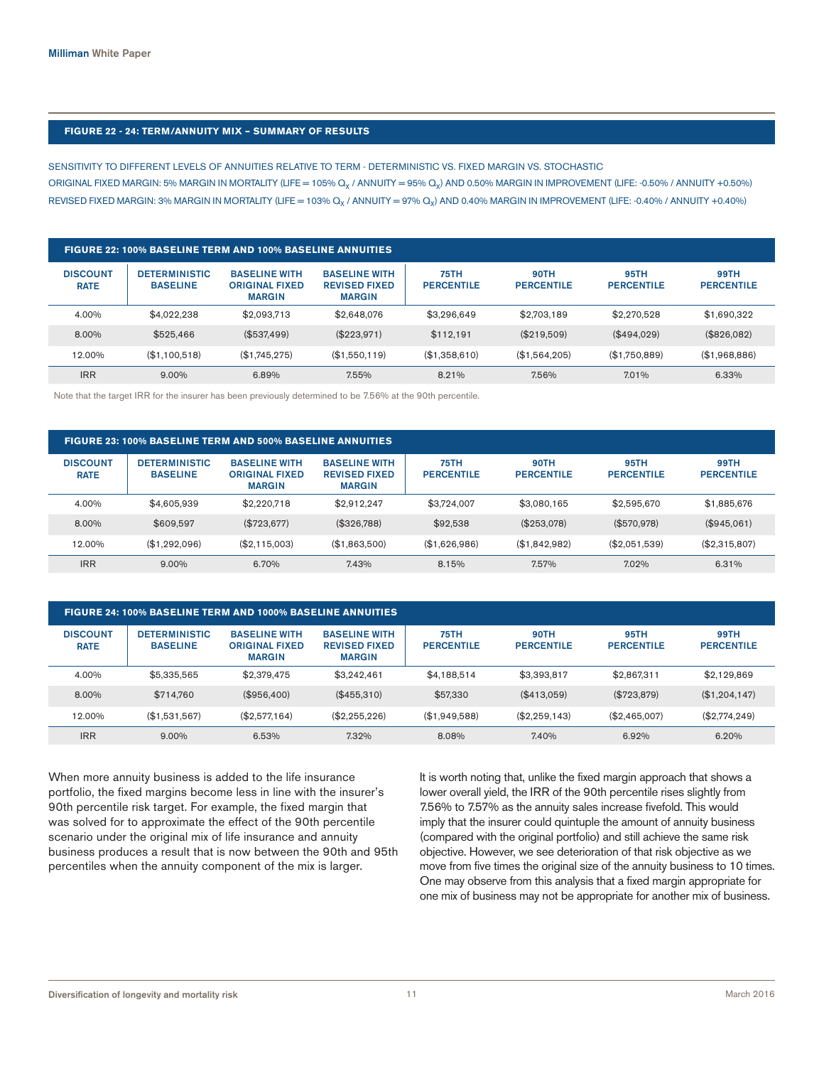## FIGURE 22 - 24: TERM/ANNUITY MIX – SUMMARY OF RESULTS

SENSITIVITY TO DIFFERENT LEVELS OF ANNUITIES RELATIVE TO TERM - DETERMINISTIC VS. FIXED MARGIN VS. STOCHASTIC

ORIGINAL FIXED MARGIN: 5% MARGIN IN MORTALITY (LIFE = 105% $Q_X$ / ANNUITY = 95% $Q_X$) AND 0.50% MARGIN IN IMPROVEMENT (LIFE: -0.50% / ANNUITY +0.50%)

REVISED FIXED MARGIN: 3% MARGIN IN MORTALITY (LIFE = 103% $Q_X$ / ANNUITY = 97% $Q_X$) AND 0.40% MARGIN IN IMPROVEMENT (LIFE: -0.40% / ANNUITY +0.40%)

### FIGURE 22: 100% BASELINE TERM AND 100% BASELINE ANNUITIES

| DISCOUNT RATE | DETERMINISTIC BASELINE | BASELINE WITH ORIGINAL FIXED MARGIN | BASELINE WITH REVISED FIXED MARGIN | 75TH PERCENTILE | 90TH PERCENTILE | 95TH PERCENTILE | 99TH PERCENTILE |
|---|---|---|---|---|---|---|---|
| 4.00% | $4,022,238 | $2,093,713 | $2,648,076 | $3,296,649 | $2,703,189 | $2,270,528 | $1,690,322 |
| 8.00% | $525,466 | ($537,499) | ($223,971) | $112,191 | ($219,509) | ($494,029) | ($826,082) |
| 12.00% | ($1,100,518) | ($1,745,275) | ($1,550,119) | ($1,358,610) | ($1,564,205) | ($1,750,889) | ($1,968,886) |
| IRR | 9.00% | 6.89% | 7.55% | 8.21% | 7.56% | 7.01% | 6.33% |

Note that the target IRR for the insurer has been previously determined to be 7.56% at the 90th percentile.

### FIGURE 23: 100% BASELINE TERM AND 500% BASELINE ANNUITIES

| DISCOUNT RATE | DETERMINISTIC BASELINE | BASELINE WITH ORIGINAL FIXED MARGIN | BASELINE WITH REVISED FIXED MARGIN | 75TH PERCENTILE | 90TH PERCENTILE | 95TH PERCENTILE | 99TH PERCENTILE |
|---|---|---|---|---|---|---|---|
| 4.00% | $4,605,939 | $2,220,718 | $2,912,247 | $3,724,007 | $3,080,165 | $2,595,670 | $1,885,676 |
| 8.00% | $609,597 | ($723,677) | ($326,788) | $92,538 | ($253,078) | ($570,978) | ($945,061) |
| 12.00% | ($1,292,096) | ($2,115,003) | ($1,863,500) | ($1,626,986) | ($1,842,982) | ($2,051,539) | ($2,315,807) |
| IRR | 9.00% | 6.70% | 7.43% | 8.15% | 7.57% | 7.02% | 6.31% |

### FIGURE 24: 100% BASELINE TERM AND 1000% BASELINE ANNUITIES

| DISCOUNT RATE | DETERMINISTIC BASELINE | BASELINE WITH ORIGINAL FIXED MARGIN | BASELINE WITH REVISED FIXED MARGIN | 75TH PERCENTILE | 90TH PERCENTILE | 95TH PERCENTILE | 99TH PERCENTILE |
|---|---|---|---|---|---|---|---|
| 4.00% | $5,335,565 | $2,379,475 | $3,242,461 | $4,188,514 | $3,393,817 | $2,867,311 | $2,129,869 |
| 8.00% | $714,760 | ($956,400) | ($455,310) | $57,330 | ($413,059) | ($723,879) | ($1,204,147) |
| 12.00% | ($1,531,567) | ($2,577,164) | ($2,255,226) | ($1,949,588) | ($2,259,143) | ($2,465,007) | ($2,774,249) |
| IRR | 9.00% | 6.53% | 7.32% | 8.08% | 7.40% | 6.92% | 6.20% |

When more annuity business is added to the life insurance portfolio, the fixed margins become less in line with the insurer's 90th percentile risk target. For example, the fixed margin that was solved for to approximate the effect of the 90th percentile scenario under the original mix of life insurance and annuity business produces a result that is now between the 90th and 95th percentiles when the annuity component of the mix is larger.

It is worth noting that, unlike the fixed margin approach that shows a lower overall yield, the IRR of the 90th percentile rises slightly from 7.56% to 7.57% as the annuity sales increase fivefold. This would imply that the insurer could quintuple the amount of annuity business (compared with the original portfolio) and still achieve the same risk objective. However, we see deterioration of that risk objective as we move from five times the original size of the annuity business to 10 times. One may observe from this analysis that a fixed margin appropriate for one mix of business may not be appropriate for another mix of business.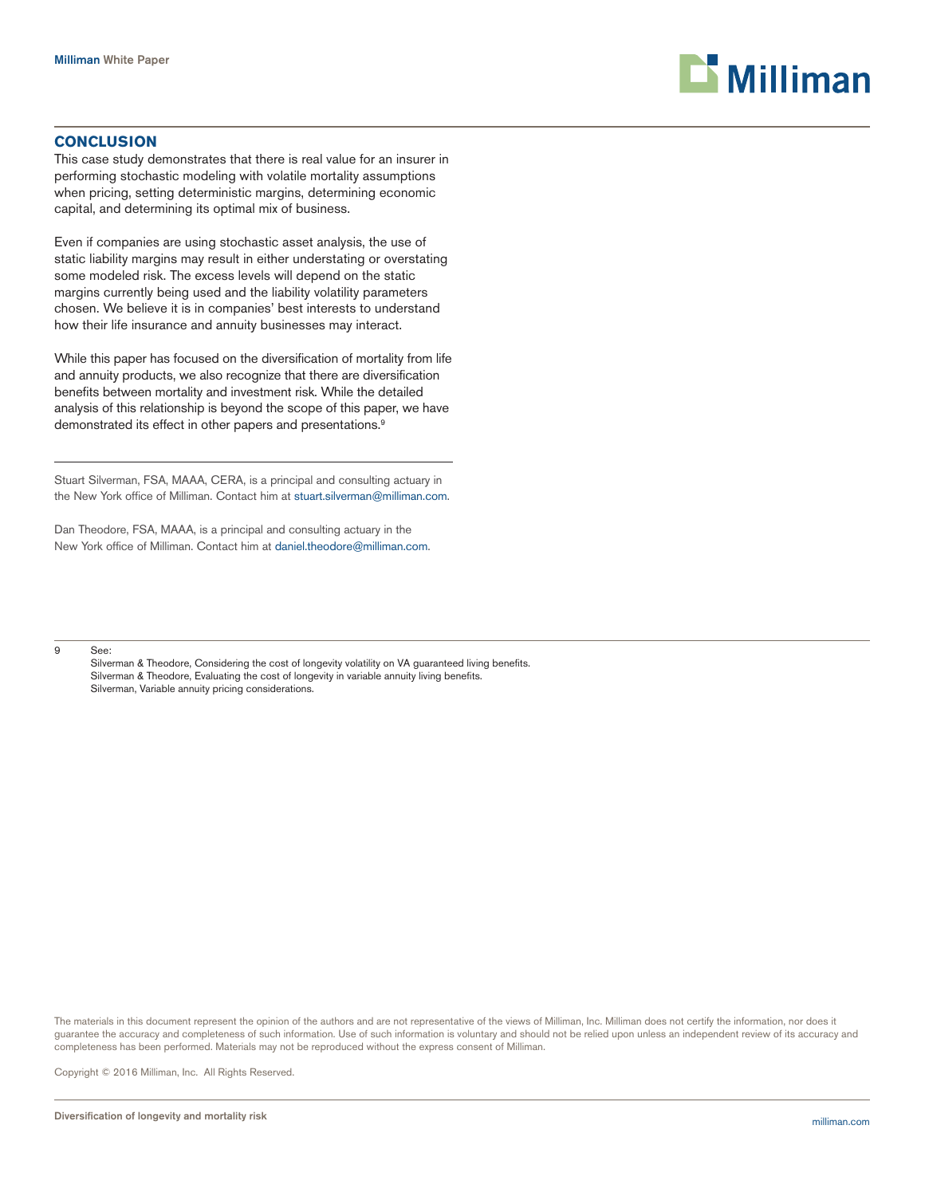## CONCLUSION

This case study demonstrates that there is real value for an insurer in performing stochastic modeling with volatile mortality assumptions when pricing, setting deterministic margins, determining economic capital, and determining its optimal mix of business.

Even if companies are using stochastic asset analysis, the use of static liability margins may result in either understating or overstating some modeled risk. The excess levels will depend on the static margins currently being used and the liability volatility parameters chosen. We believe it is in companies' best interests to understand how their life insurance and annuity businesses may interact.

While this paper has focused on the diversification of mortality from life and annuity products, we also recognize that there are diversification benefits between mortality and investment risk. While the detailed analysis of this relationship is beyond the scope of this paper, we have demonstrated its effect in other papers and presentations.[9]

---

Stuart Silverman, FSA, MAAA, CERA, is a principal and consulting actuary in the New York office of Milliman. Contact him at stuart.silverman@milliman.com.

Dan Theodore, FSA, MAAA, is a principal and consulting actuary in the New York office of Milliman. Contact him at daniel.theodore@milliman.com.

---

9 See:
Silverman & Theodore, Considering the cost of longevity volatility on VA guaranteed living benefits.
Silverman & Theodore, Evaluating the cost of longevity in variable annuity living benefits.
Silverman, Variable annuity pricing considerations.

The materials in this document represent the opinion of the authors and are not representative of the views of Milliman, Inc. Milliman does not certify the information, nor does it guarantee the accuracy and completeness of such information. Use of such information is voluntary and should not be relied upon unless an independent review of its accuracy and completeness has been performed. Materials may not be reproduced without the express consent of Milliman.

Copyright © 2016 Milliman, Inc. All Rights Reserved.